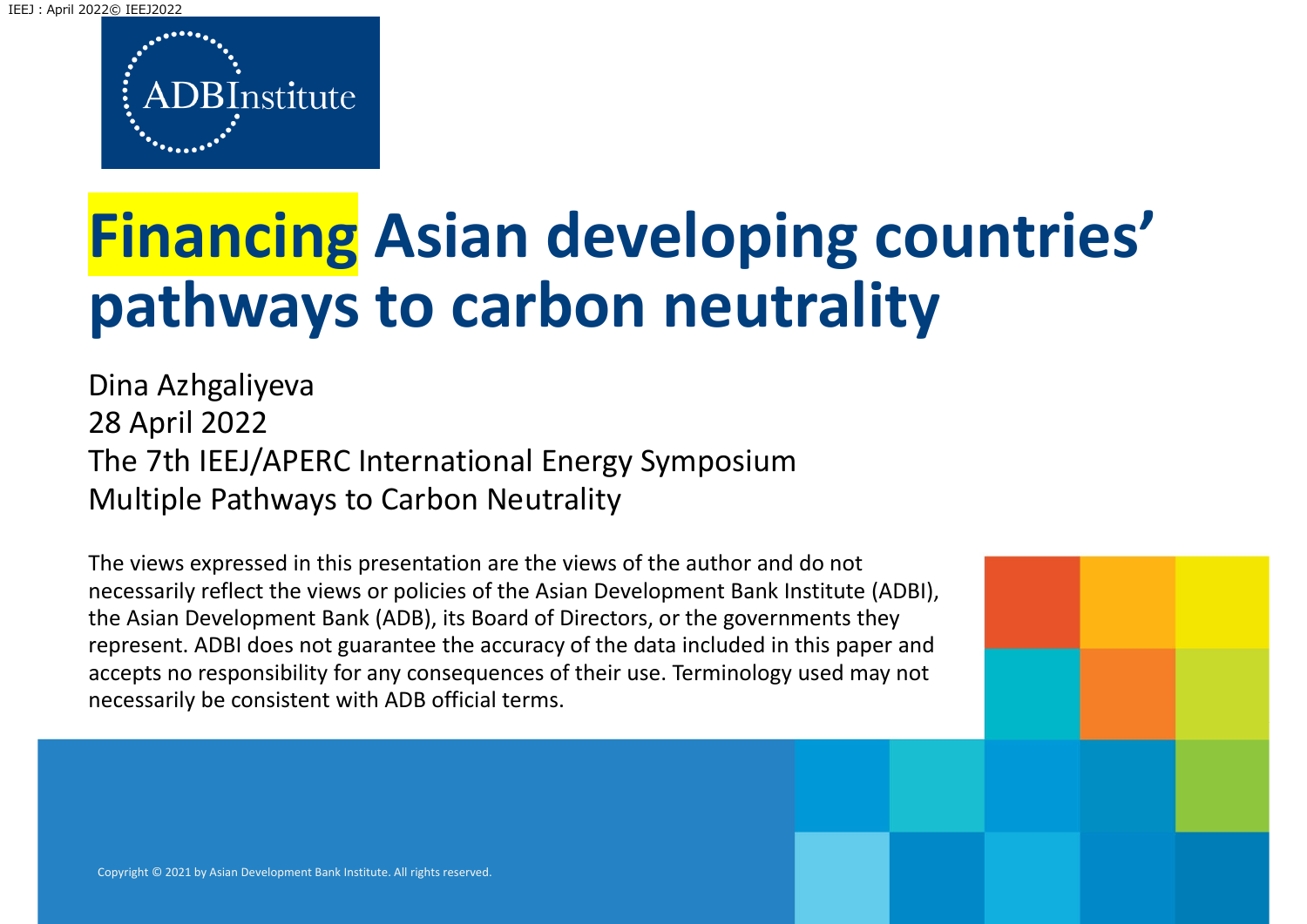ADBInstitute

# Financing Asian developing countries' pathways to carbon neutrality

Dina Azhgaliyeva
28 April 2022
The 7th IEEJ/APERC International Energy Symposium
Multiple Pathways to Carbon Neutrality

The views expressed in this presentation are the views of the author and do not necessarily reflect the views or policies of the Asian Development Bank Institute (ADBI), the Asian Development Bank (ADB), its Board of Directors, or the governments they represent. ADBI does not guarantee the accuracy of the data included in this paper and accepts no responsibility for any consequences of their use. Terminology used may not necessarily be consistent with ADB official terms.

Copyright © 2021 by Asian Development Bank Institute. All rights reserved.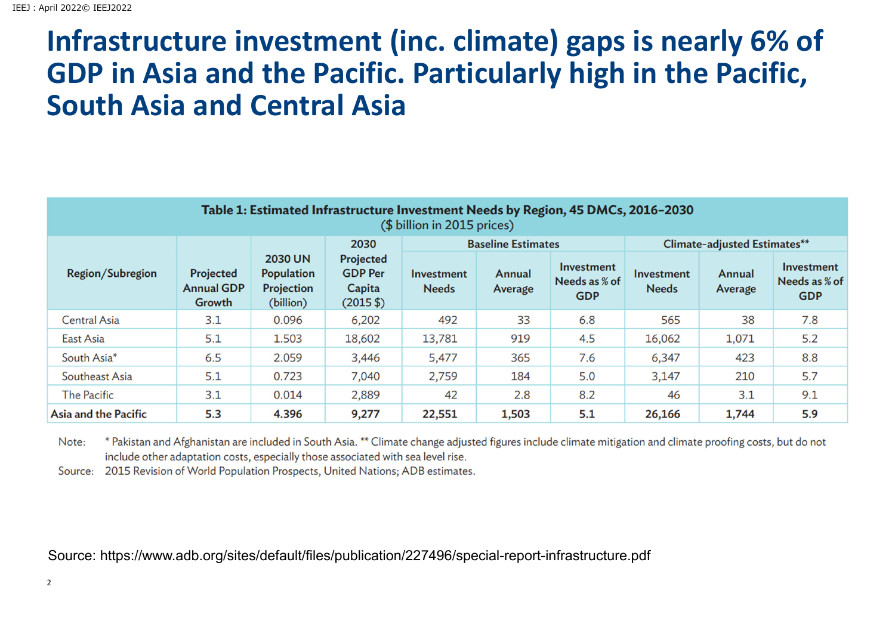# Infrastructure investment (inc. climate) gaps is nearly 6% of GDP in Asia and the Pacific. Particularly high in the Pacific, South Asia and Central Asia

**Table 1: Estimated Infrastructure Investment Needs by Region, 45 DMCs, 2016–2030**
($ billion in 2015 prices)

| Region/Subregion | Projected Annual GDP Growth | 2030 UN Population Projection (billion) | 2030 Projected GDP Per Capita (2015 $) | Baseline Estimates | | | Climate-adjusted Estimates** | | |
|---|---|---|---|---|---|---|---|---|---|
| | | | | Investment Needs | Annual Average | Investment Needs as % of GDP | Investment Needs | Annual Average | Investment Needs as % of GDP |
| Central Asia | 3.1 | 0.096 | 6,202 | 492 | 33 | 6.8 | 565 | 38 | 7.8 |
| East Asia | 5.1 | 1.503 | 18,602 | 13,781 | 919 | 4.5 | 16,062 | 1,071 | 5.2 |
| South Asia* | 6.5 | 2.059 | 3,446 | 5,477 | 365 | 7.6 | 6,347 | 423 | 8.8 |
| Southeast Asia | 5.1 | 0.723 | 7,040 | 2,759 | 184 | 5.0 | 3,147 | 210 | 5.7 |
| The Pacific | 3.1 | 0.014 | 2,889 | 42 | 2.8 | 8.2 | 46 | 3.1 | 9.1 |
| **Asia and the Pacific** | **5.3** | **4.396** | **9,277** | **22,551** | **1,503** | **5.1** | **26,166** | **1,744** | **5.9** |

Note: * Pakistan and Afghanistan are included in South Asia. ** Climate change adjusted figures include climate mitigation and climate proofing costs, but do not include other adaptation costs, especially those associated with sea level rise.

Source: 2015 Revision of World Population Prospects, United Nations; ADB estimates.

Source: https://www.adb.org/sites/default/files/publication/227496/special-report-infrastructure.pdf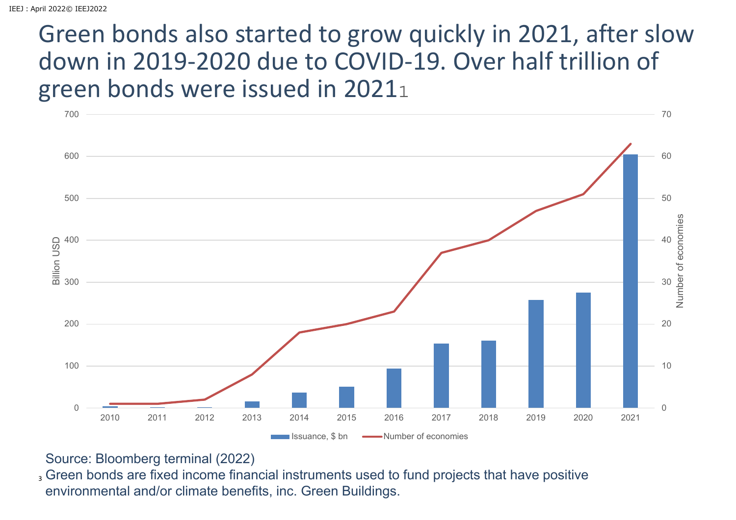# Green bonds also started to grow quickly in 2021, after slow down in 2019-2020 due to COVID-19. Over half trillion of green bonds were issued in 2021[1]

Source: Bloomberg terminal (2022)

[1] Green bonds are fixed income financial instruments used to fund projects that have positive environmental and/or climate benefits, inc. Green Buildings.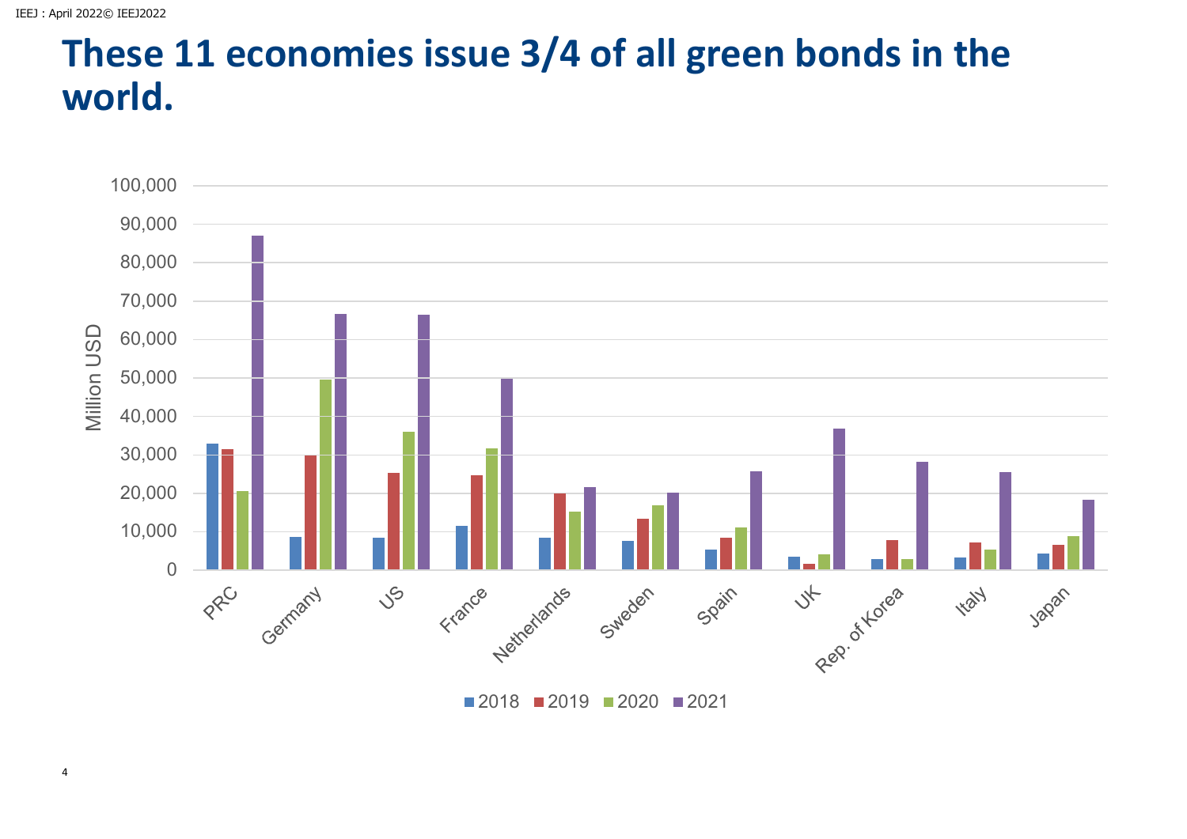# These 11 economies issue 3/4 of all green bonds in the world.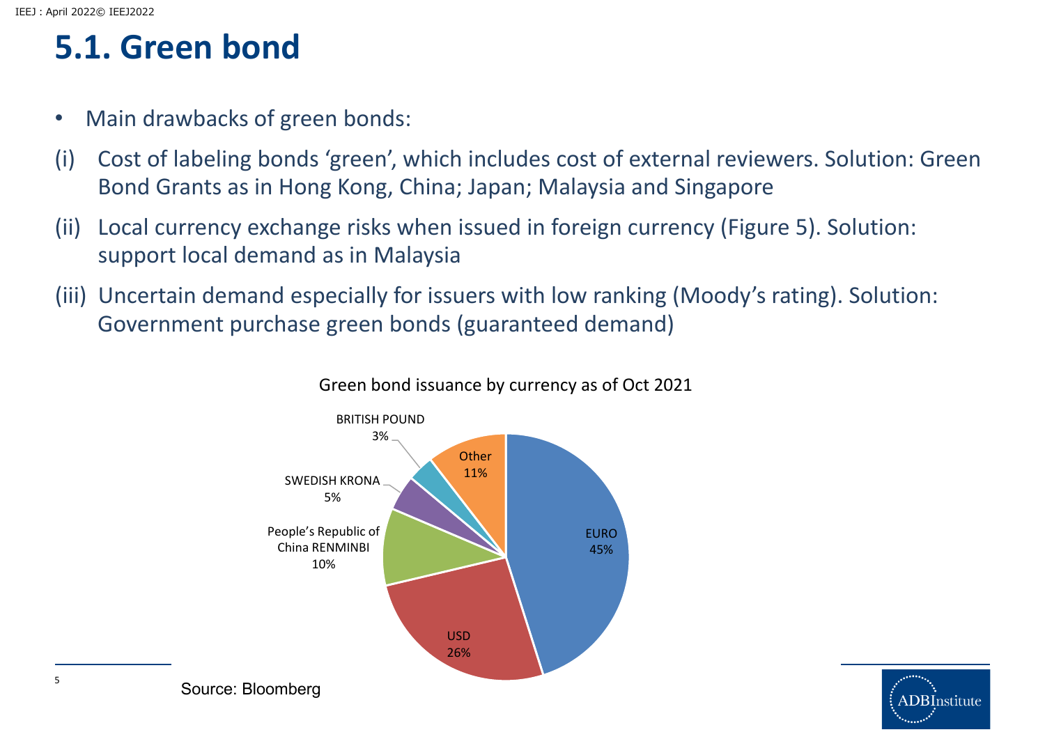# 5.1. Green bond

- Main drawbacks of green bonds:

(i) Cost of labeling bonds 'green', which includes cost of external reviewers. Solution: Green Bond Grants as in Hong Kong, China; Japan; Malaysia and Singapore

(ii) Local currency exchange risks when issued in foreign currency (Figure 5). Solution: support local demand as in Malaysia

(iii) Uncertain demand especially for issuers with low ranking (Moody's rating). Solution: Government purchase green bonds (guaranteed demand)

Green bond issuance by currency as of Oct 2021

| Currency | Share |
| --- | --- |
| EURO | 45% |
| USD | 26% |
| People's Republic of China RENMINBI | 10% |
| SWEDISH KRONA | 5% |
| BRITISH POUND | 3% |
| Other | 11% |

Source: Bloomberg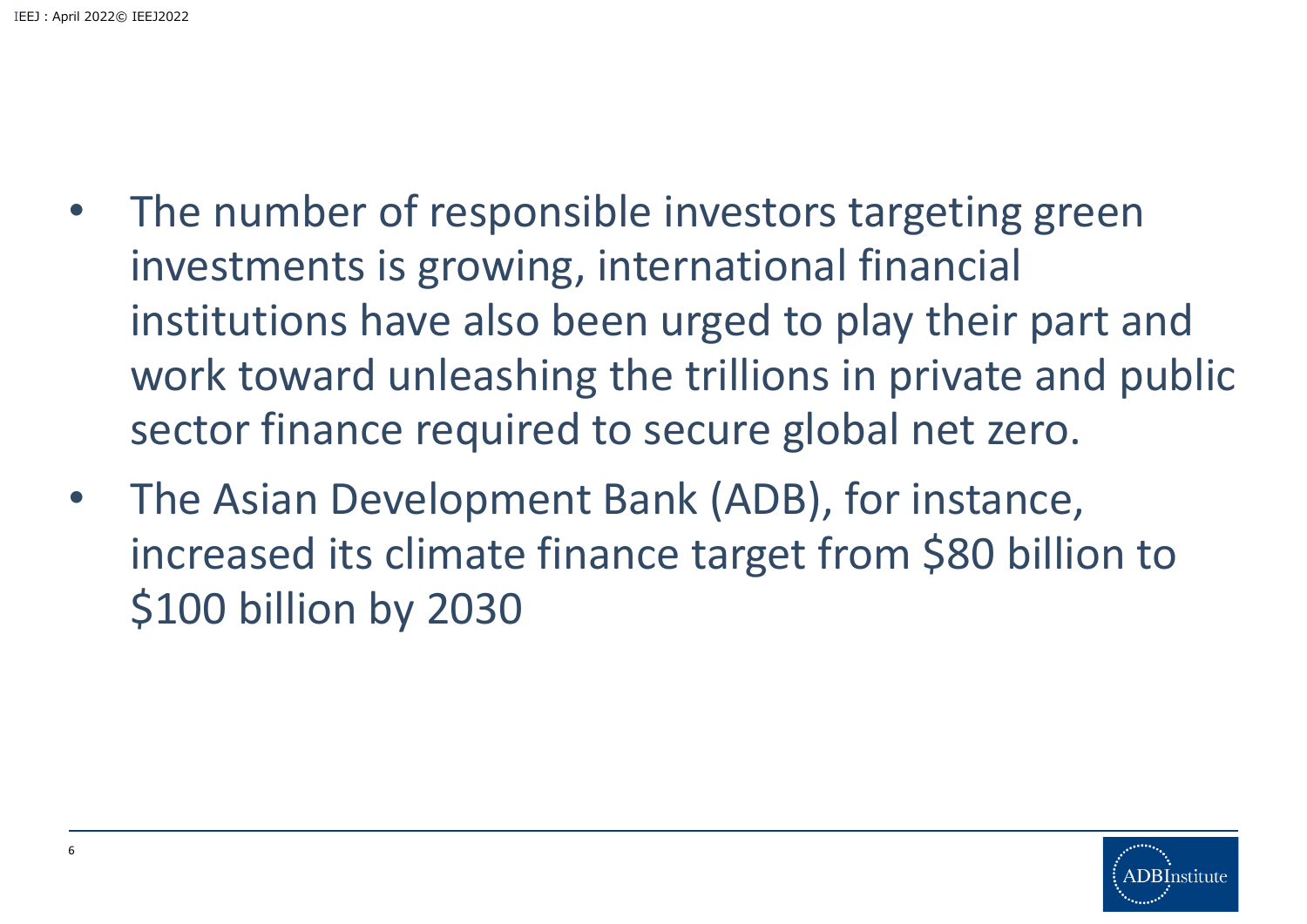- The number of responsible investors targeting green investments is growing, international financial institutions have also been urged to play their part and work toward unleashing the trillions in private and public sector finance required to secure global net zero.
- The Asian Development Bank (ADB), for instance, increased its climate finance target from $80 billion to $100 billion by 2030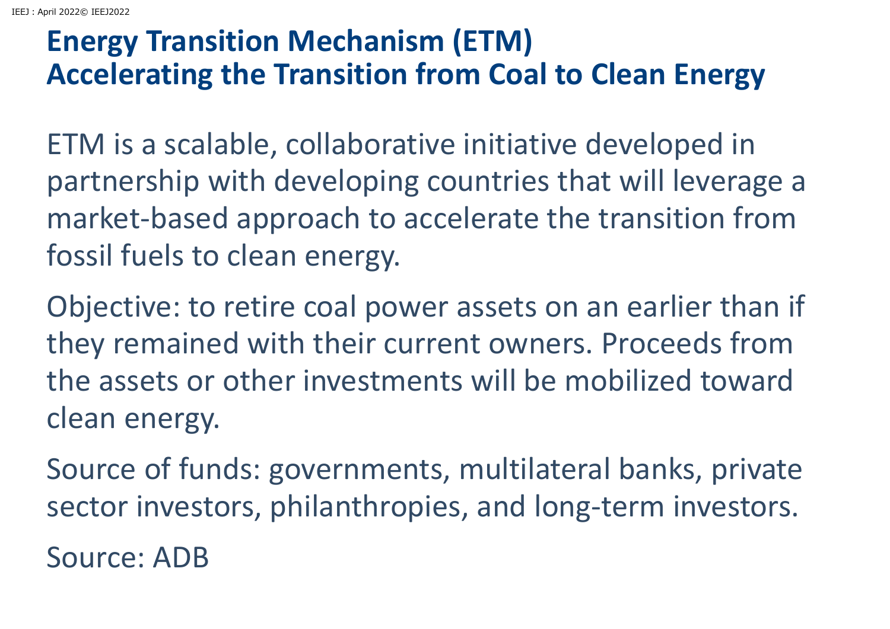# Energy Transition Mechanism (ETM)
# Accelerating the Transition from Coal to Clean Energy

ETM is a scalable, collaborative initiative developed in partnership with developing countries that will leverage a market-based approach to accelerate the transition from fossil fuels to clean energy.

Objective: to retire coal power assets on an earlier than if they remained with their current owners. Proceeds from the assets or other investments will be mobilized toward clean energy.

Source of funds: governments, multilateral banks, private sector investors, philanthropies, and long-term investors.

Source: ADB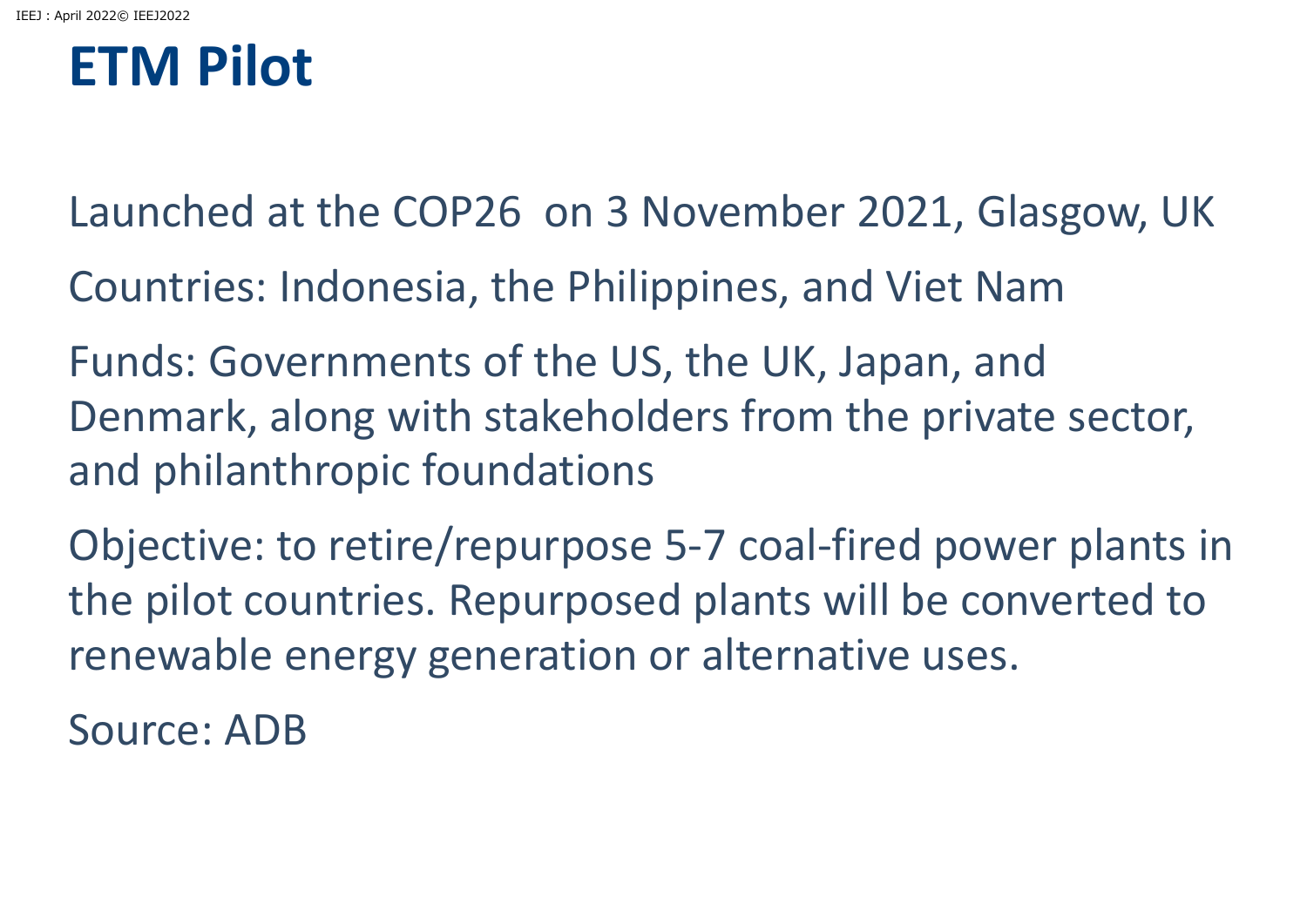# ETM Pilot

Launched at the COP26 on 3 November 2021, Glasgow, UK

Countries: Indonesia, the Philippines, and Viet Nam

Funds: Governments of the US, the UK, Japan, and Denmark, along with stakeholders from the private sector, and philanthropic foundations

Objective: to retire/repurpose 5-7 coal-fired power plants in the pilot countries. Repurposed plants will be converted to renewable energy generation or alternative uses.

Source: ADB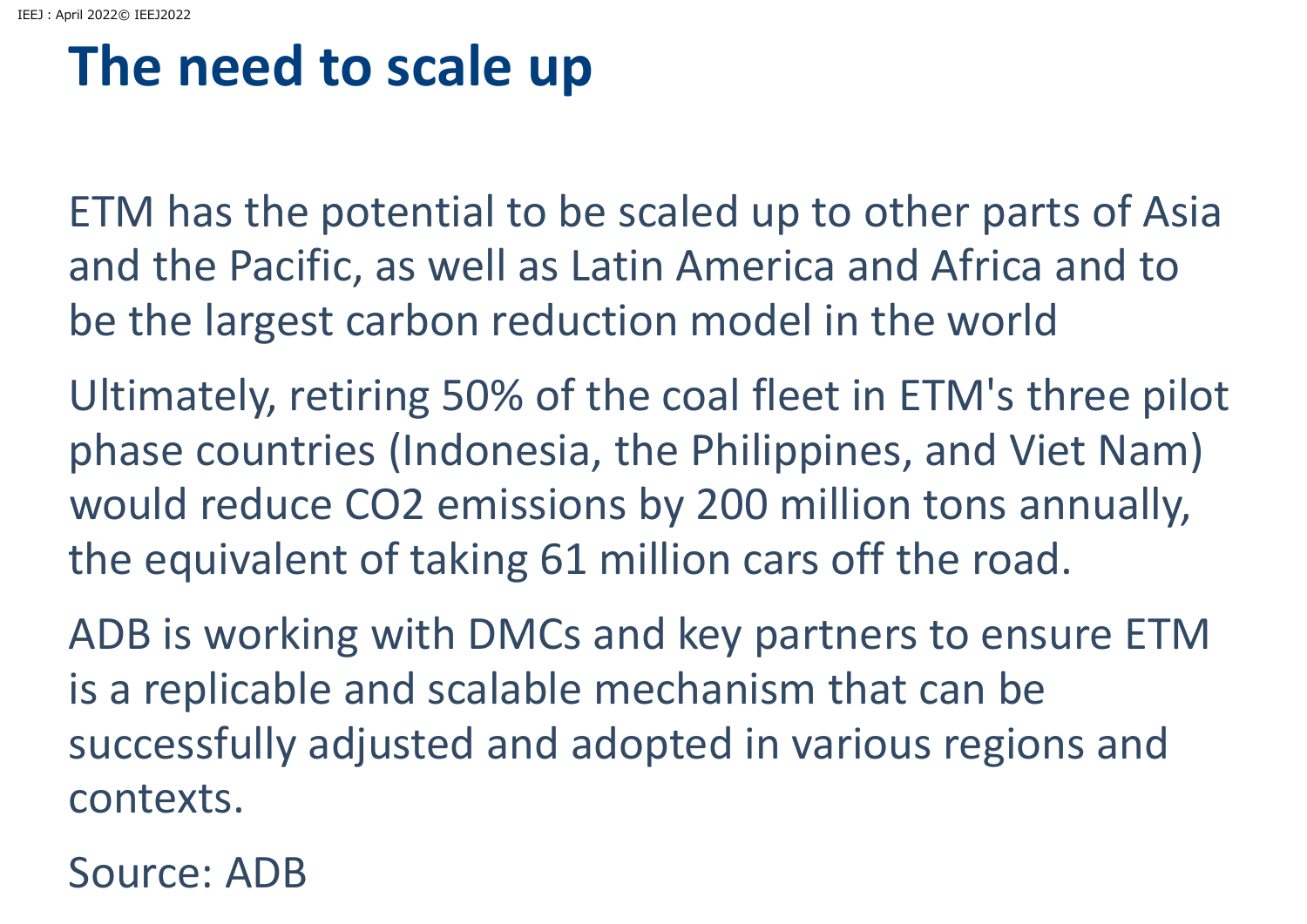# The need to scale up

ETM has the potential to be scaled up to other parts of Asia and the Pacific, as well as Latin America and Africa and to be the largest carbon reduction model in the world

Ultimately, retiring 50% of the coal fleet in ETM's three pilot phase countries (Indonesia, the Philippines, and Viet Nam) would reduce $CO_2$ emissions by 200 million tons annually, the equivalent of taking 61 million cars off the road.

ADB is working with DMCs and key partners to ensure ETM is a replicable and scalable mechanism that can be successfully adjusted and adopted in various regions and contexts.

Source: ADB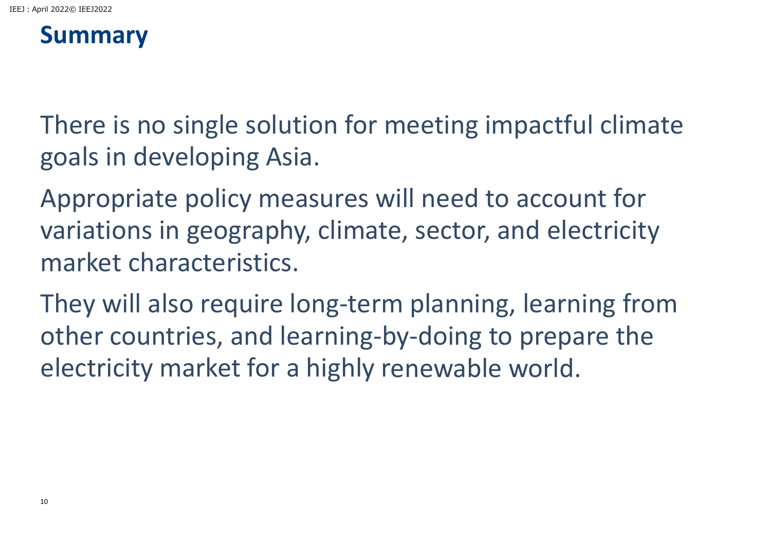# Summary

There is no single solution for meeting impactful climate goals in developing Asia.

Appropriate policy measures will need to account for variations in geography, climate, sector, and electricity market characteristics.

They will also require long-term planning, learning from other countries, and learning-by-doing to prepare the electricity market for a highly renewable world.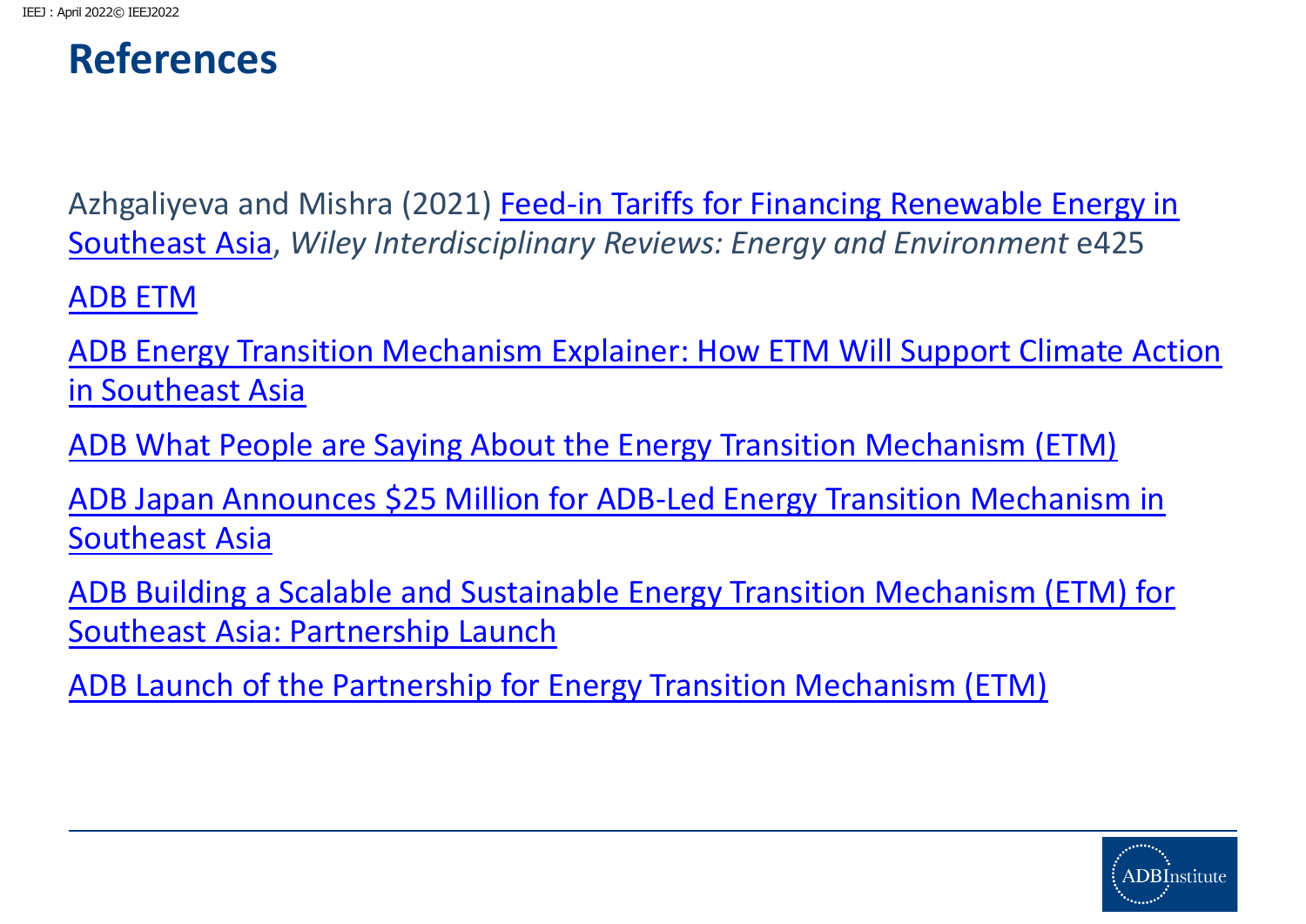# References

Azhgaliyeva and Mishra (2021) Feed-in Tariffs for Financing Renewable Energy in Southeast Asia, *Wiley Interdisciplinary Reviews: Energy and Environment* e425

ADB ETM

ADB Energy Transition Mechanism Explainer: How ETM Will Support Climate Action in Southeast Asia

ADB What People are Saying About the Energy Transition Mechanism (ETM)

ADB Japan Announces $25 Million for ADB-Led Energy Transition Mechanism in Southeast Asia

ADB Building a Scalable and Sustainable Energy Transition Mechanism (ETM) for Southeast Asia: Partnership Launch

ADB Launch of the Partnership for Energy Transition Mechanism (ETM)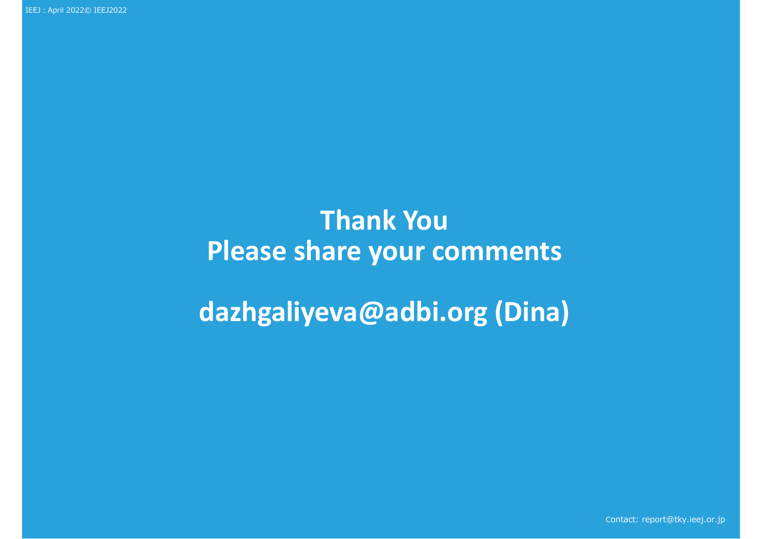**Thank You**
**Please share your comments**

**dazhgaliyeva@adbi.org (Dina)**